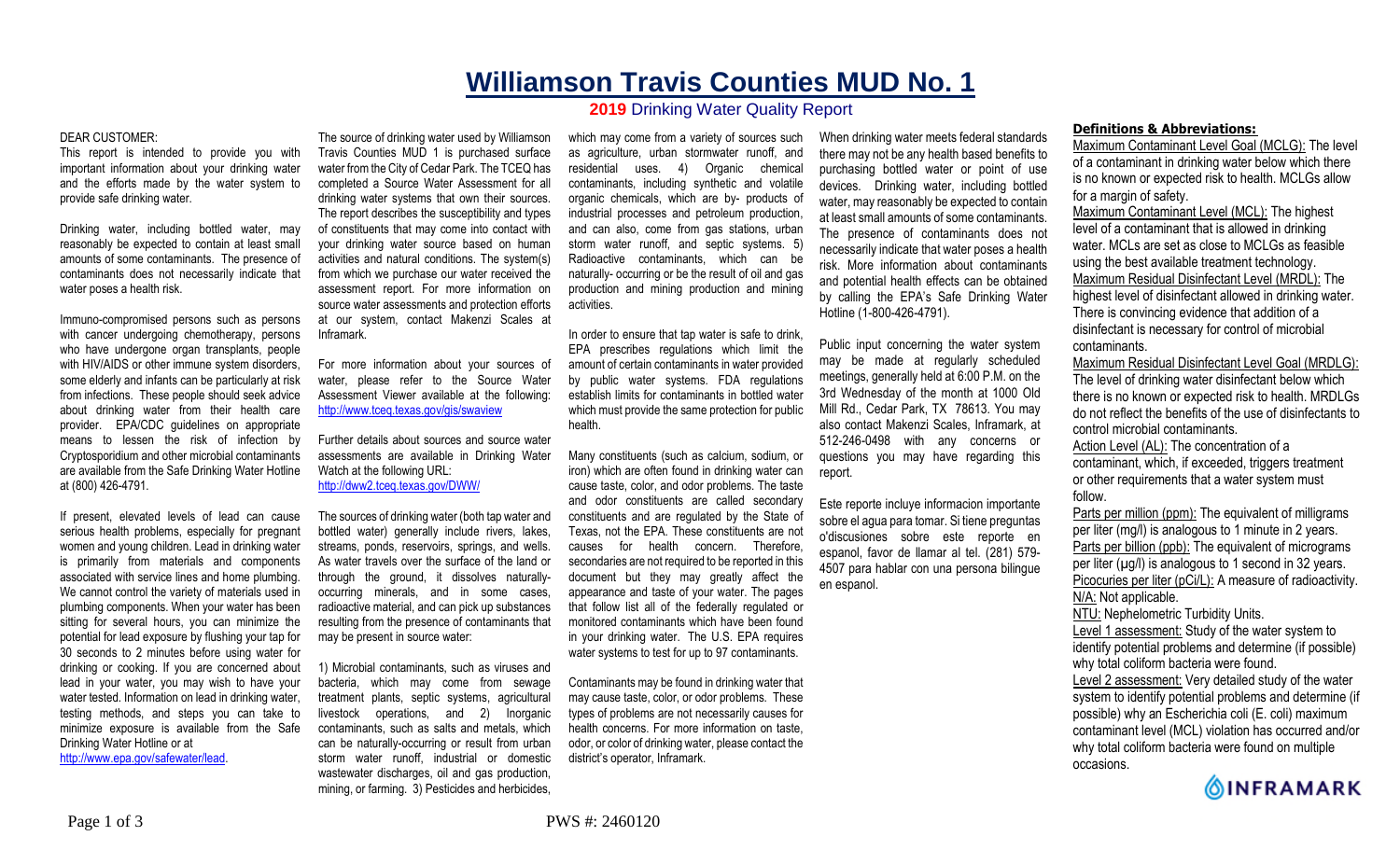# Williamson Travis Counties MUD No. 1

## 2019 Drinking Water Quality Report

DEAR CUSTOMER:

This report is intended to provide you with important information about your drinking water and the efforts made by the water system to provide safe drinking water.

Drinking water, including bottled water, may reasonably be expected to contain at least small amounts of some contaminants. The presence of contaminants does not necessarily indicate that water poses a health risk.

Immuno-compromised persons such as persons with cancer undergoing chemotherapy, persons who have undergone organ transplants, people with HIV/AIDS or other immune system disorders, some elderly and infants can be particularly at risk from infections. These people should seek advice about drinking water from their health care provider. EPA/CDC guidelines on appropriate means to lessen the risk of infection by Cryptosporidium and other microbial contaminants are available from the Safe Drinking Water Hotline at (800) 426-4791.

If present, elevated levels of lead can cause serious health problems, especially for pregnant women and young children. Lead in drinking water is primarily from materials and components associated with service lines and home plumbing. We cannot control the variety of materials used in plumbing components. When your water has been sitting for several hours, you can minimize the potential for lead exposure by flushing your tap for 30 seconds to 2 minutes before using water for drinking or cooking. If you are concerned about lead in your water, you may wish to have your water tested. Information on lead in drinking water, testing methods, and steps you can take to minimize exposure is available from the Safe Drinking Water Hotline or at http://www.epa.gov/safewater/lead.

The source of drinking water used by Williamson Travis Counties MUD 1 is purchased surface water from the City of Cedar Park. The TCEQ has completed a Source Water Assessment for all drinking water systems that own their sources. The report describes the susceptibility and types of constituents that may come into contact with your drinking water source based on human activities and natural conditions. The system(s) from which we purchase our water received the assessment report. For more information on source water assessments and protection efforts at our system, contact Makenzi Scales at Inframark.

For more information about your sources of water, please refer to the Source Water Assessment Viewer available at the following: http://www.tceq.texas.gov/gis/swaview

Further details about sources and source water assessments are available in Drinking Water Watch at the following URL: http://dww2.tceq.texas.gov/DWW/

The sources of drinking water (both tap water and bottled water) generally include rivers, lakes, streams, ponds, reservoirs, springs, and wells. As water travels over the surface of the land or through the ground, it dissolves naturally-occurring minerals, and in some cases, radioactive material, and can pick up substances resulting from the presence of contaminants that may be present in source water:

1) Microbial contaminants, such as viruses and bacteria, which may come from sewage treatment plants, septic systems, agricultural livestock operations, and 2) Inorganic contaminants, such as salts and metals, which can be naturally-occurring or result from urban storm water runoff, industrial or domestic wastewater discharges, oil and gas production, mining, or farming. 3) Pesticides and herbicides, which may come from a variety of sources such as agriculture, urban stormwater runoff, and residential uses. 4) Organic chemical contaminants, including synthetic and volatile organic chemicals, which are by- products of industrial processes and petroleum production, and can also, come from gas stations, urban storm water runoff, and septic systems. 5) Radioactive contaminants, which can be naturally- occurring or be the result of oil and gas production and mining production and mining activities.

In order to ensure that tap water is safe to drink, EPA prescribes regulations which limit the amount of certain contaminants in water provided by public water systems. FDA regulations establish limits for contaminants in bottled water which must provide the same protection for public health.

Many constituents (such as calcium, sodium, or iron) which are often found in drinking water can cause taste, color, and odor problems. The taste and odor constituents are called secondary constituents and are regulated by the State of Texas, not the EPA. These constituents are not causes for health concern. Therefore, secondaries are not required to be reported in this document but they may greatly affect the appearance and taste of your water. The pages that follow list all of the federally regulated or monitored contaminants which have been found in your drinking water. The U.S. EPA requires water systems to test for up to 97 contaminants.

Contaminants may be found in drinking water that may cause taste, color, or odor problems. These types of problems are not necessarily causes for health concerns. For more information on taste, odor, or color of drinking water, please contact the district's operator, Inframark.

When drinking water meets federal standards there may not be any health based benefits to purchasing bottled water or point of use devices. Drinking water, including bottled water, may reasonably be expected to contain at least small amounts of some contaminants. The presence of contaminants does not necessarily indicate that water poses a health risk. More information about contaminants and potential health effects can be obtained by calling the EPA's Safe Drinking Water Hotline (1-800-426-4791).

Public input concerning the water system may be made at regularly scheduled meetings, generally held at 6:00 P.M. on the 3rd Wednesday of the month at 1000 Old Mill Rd., Cedar Park, TX 78613. You may also contact Makenzi Scales, Inframark, at 512-246-0498 with any concerns or questions you may have regarding this report.

Este reporte incluye informacion importante sobre el agua para tomar. Si tiene preguntas o'discusiones sobre este reporte en espanol, favor de llamar al tel. (281) 579-4507 para hablar con una persona bilingue en espanol.

### Definitions & Abbreviations:

Maximum Contaminant Level Goal (MCLG): The level of a contaminant in drinking water below which there is no known or expected risk to health. MCLGs allow for a margin of safety.

Maximum Contaminant Level (MCL): The highest level of a contaminant that is allowed in drinking water. MCLs are set as close to MCLGs as feasible using the best available treatment technology.

Maximum Residual Disinfectant Level (MRDL): The highest level of disinfectant allowed in drinking water. There is convincing evidence that addition of a disinfectant is necessary for control of microbial contaminants.

Maximum Residual Disinfectant Level Goal (MRDLG): The level of drinking water disinfectant below which there is no known or expected risk to health. MRDLGs do not reflect the benefits of the use of disinfectants to control microbial contaminants.

Action Level (AL): The concentration of a contaminant, which, if exceeded, triggers treatment or other requirements that a water system must follow.

Parts per million (ppm): The equivalent of milligrams per liter (mg/l) is analogous to 1 minute in 2 years.

Parts per billion (ppb): The equivalent of micrograms per liter (µg/l) is analogous to 1 second in 32 years.

Picocuries per liter (pCi/L): A measure of radioactivity.

N/A: Not applicable.

NTU: Nephelometric Turbidity Units.

Level 1 assessment: Study of the water system to identify potential problems and determine (if possible) why total coliform bacteria were found.

Level 2 assessment: Very detailed study of the water system to identify potential problems and determine (if possible) why an Escherichia coli (E. coli) maximum contaminant level (MCL) violation has occurred and/or why total coliform bacteria were found on multiple occasions.

INFRAMARK

PWS #: 2460120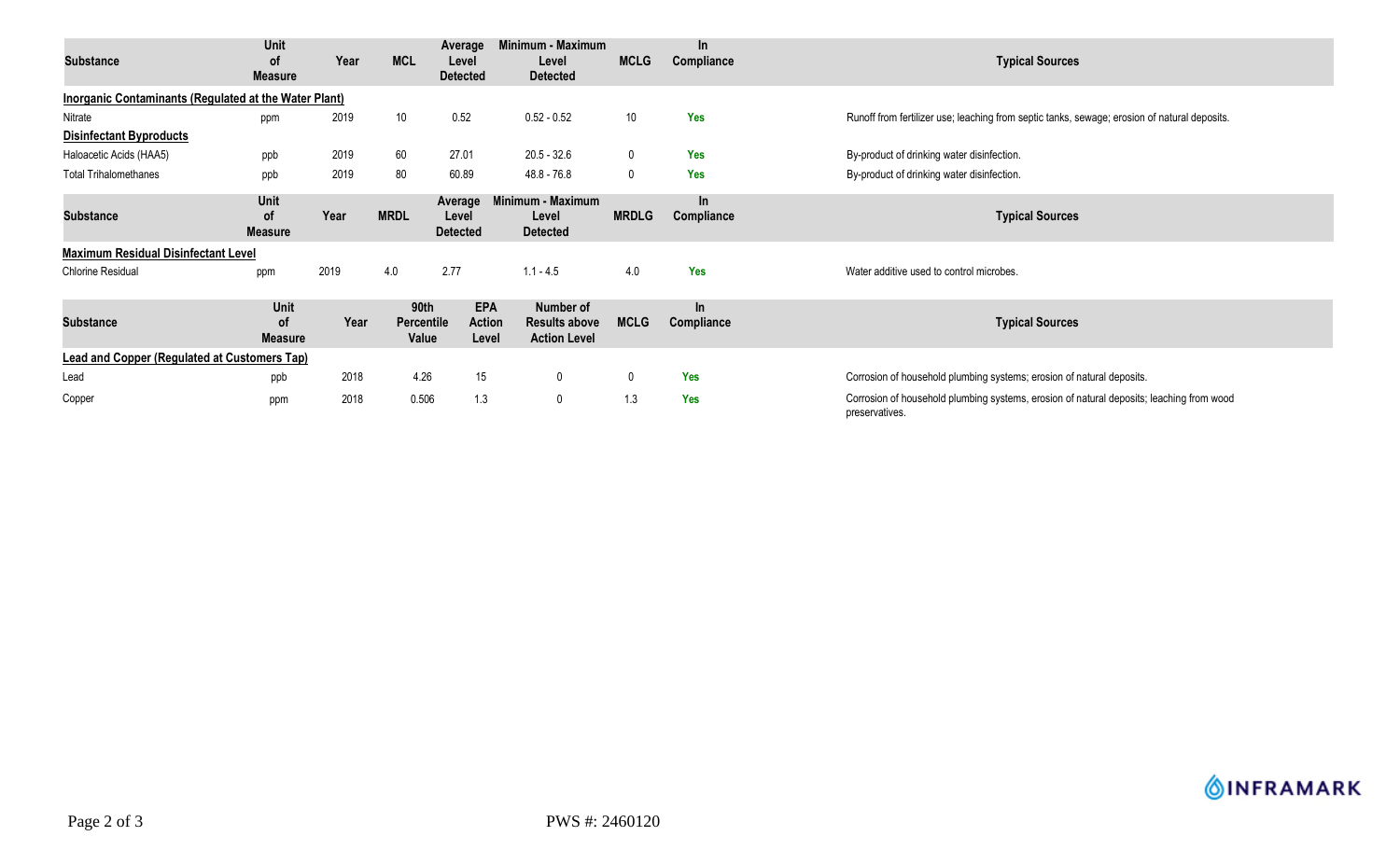| Substance | Unit of Measure | Year | MCL | Average Level Detected | Minimum - Maximum Level Detected | MCLG | In Compliance | Typical Sources |
|---|---|---|---|---|---|---|---|---|
| **Inorganic Contaminants (Regulated at the Water Plant)** | | | | | | | | |
| Nitrate | ppm | 2019 | 10 | 0.52 | 0.52 - 0.52 | 10 | Yes | Runoff from fertilizer use; leaching from septic tanks, sewage; erosion of natural deposits. |
| **Disinfectant Byproducts** | | | | | | | | |
| Haloacetic Acids (HAA5) | ppb | 2019 | 60 | 27.01 | 20.5 - 32.6 | 0 | Yes | By-product of drinking water disinfection. |
| Total Trihalomethanes | ppb | 2019 | 80 | 60.89 | 48.8 - 76.8 | 0 | Yes | By-product of drinking water disinfection. |

| Substance | Unit of Measure | Year | MRDL | Average Level Detected | Minimum - Maximum Level Detected | MRDLG | In Compliance | Typical Sources |
|---|---|---|---|---|---|---|---|---|
| **Maximum Residual Disinfectant Level** | | | | | | | | |
| Chlorine Residual | ppm | 2019 | 4.0 | 2.77 | 1.1 - 4.5 | 4.0 | Yes | Water additive used to control microbes. |

| Substance | Unit of Measure | Year | 90th Percentile Value | EPA Action Level | Number of Results above Action Level | MCLG | In Compliance | Typical Sources |
|---|---|---|---|---|---|---|---|---|
| **Lead and Copper (Regulated at Customers Tap)** | | | | | | | | |
| Lead | ppb | 2018 | 4.26 | 15 | 0 | 0 | Yes | Corrosion of household plumbing systems; erosion of natural deposits. |
| Copper | ppm | 2018 | 0.506 | 1.3 | 0 | 1.3 | Yes | Corrosion of household plumbing systems, erosion of natural deposits; leaching from wood preservatives. |

PWS #: 2460120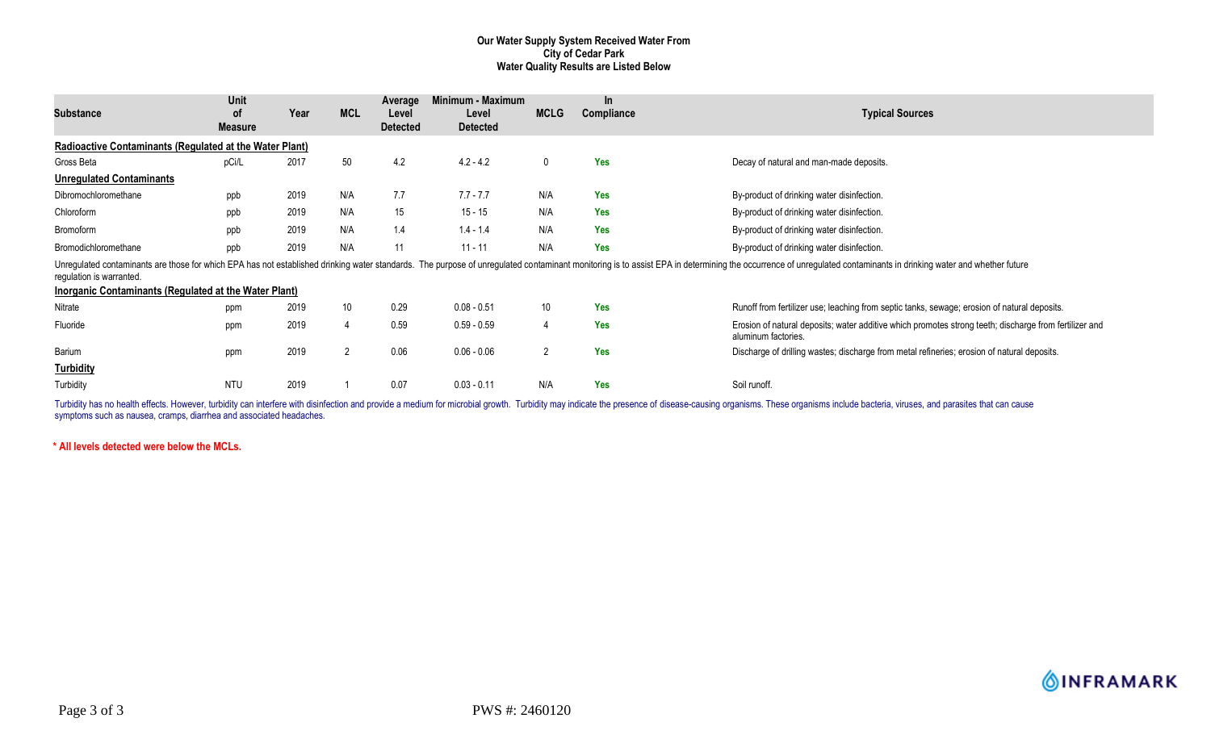**Our Water Supply System Received Water From**
**City of Cedar Park**
**Water Quality Results are Listed Below**

| Substance | Unit of Measure | Year | MCL | Average Level Detected | Minimum - Maximum Level Detected | MCLG | In Compliance | Typical Sources |
|---|---|---|---|---|---|---|---|---|
| **Radioactive Contaminants (Regulated at the Water Plant)** | | | | | | | | |
| Gross Beta | pCi/L | 2017 | 50 | 4.2 | 4.2 - 4.2 | 0 | Yes | Decay of natural and man-made deposits. |
| **Unregulated Contaminants** | | | | | | | | |
| Dibromochloromethane | ppb | 2019 | N/A | 7.7 | 7.7 - 7.7 | N/A | Yes | By-product of drinking water disinfection. |
| Chloroform | ppb | 2019 | N/A | 15 | 15 - 15 | N/A | Yes | By-product of drinking water disinfection. |
| Bromoform | ppb | 2019 | N/A | 1.4 | 1.4 - 1.4 | N/A | Yes | By-product of drinking water disinfection. |
| Bromodichloromethane | ppb | 2019 | N/A | 11 | 11 - 11 | N/A | Yes | By-product of drinking water disinfection. |

Unregulated contaminants are those for which EPA has not established drinking water standards. The purpose of unregulated contaminant monitoring is to assist EPA in determining the occurrence of unregulated contaminants in drinking water and whether future regulation is warranted.

| Substance | Unit of Measure | Year | MCL | Average Level Detected | Minimum - Maximum Level Detected | MCLG | In Compliance | Typical Sources |
|---|---|---|---|---|---|---|---|---|
| **Inorganic Contaminants (Regulated at the Water Plant)** | | | | | | | | |
| Nitrate | ppm | 2019 | 10 | 0.29 | 0.08 - 0.51 | 10 | Yes | Runoff from fertilizer use; leaching from septic tanks, sewage; erosion of natural deposits. |
| Fluoride | ppm | 2019 | 4 | 0.59 | 0.59 - 0.59 | 4 | Yes | Erosion of natural deposits; water additive which promotes strong teeth; discharge from fertilizer and aluminum factories. |
| Barium | ppm | 2019 | 2 | 0.06 | 0.06 - 0.06 | 2 | Yes | Discharge of drilling wastes; discharge from metal refineries; erosion of natural deposits. |
| **Turbidity** | | | | | | | | |
| Turbidity | NTU | 2019 | 1 | 0.07 | 0.03 - 0.11 | N/A | Yes | Soil runoff. |

Turbidity has no health effects. However, turbidity can interfere with disinfection and provide a medium for microbial growth. Turbidity may indicate the presence of disease-causing organisms. These organisms include bacteria, viruses, and parasites that can cause symptoms such as nausea, cramps, diarrhea and associated headaches.

**\* All levels detected were below the MCLs.**

INFRAMARK

PWS #: 2460120